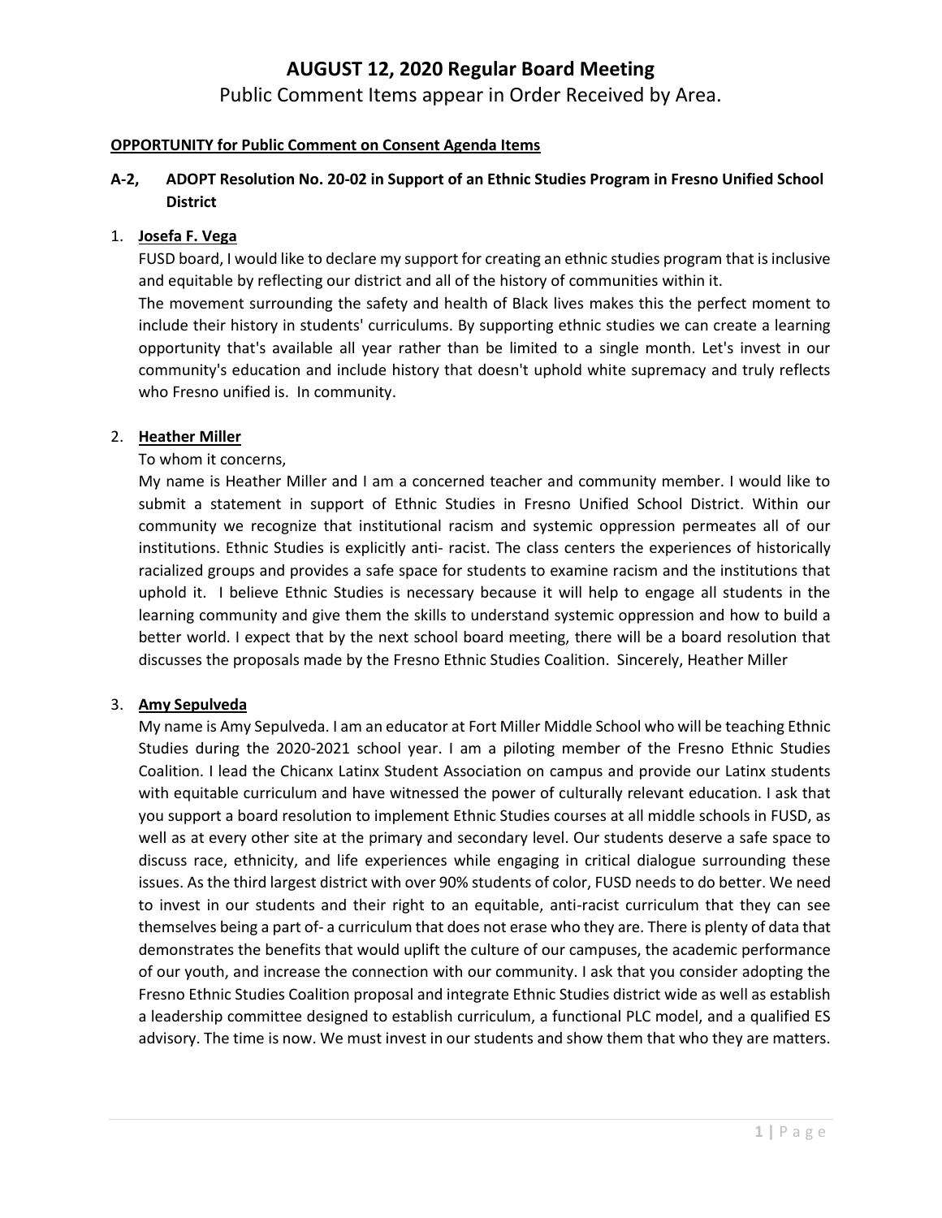# AUGUST 12, 2020 Regular Board Meeting

Public Comment Items appear in Order Received by Area.

**OPPORTUNITY for Public Comment on Consent Agenda Items**

## A-2, ADOPT Resolution No. 20-02 in Support of an Ethnic Studies Program in Fresno Unified School District

1. **Josefa F. Vega**

   FUSD board, I would like to declare my support for creating an ethnic studies program that is inclusive and equitable by reflecting our district and all of the history of communities within it.

   The movement surrounding the safety and health of Black lives makes this the perfect moment to include their history in students' curriculums. By supporting ethnic studies we can create a learning opportunity that's available all year rather than be limited to a single month. Let's invest in our community's education and include history that doesn't uphold white supremacy and truly reflects who Fresno unified is. In community.

2. **Heather Miller**

   To whom it concerns,

   My name is Heather Miller and I am a concerned teacher and community member. I would like to submit a statement in support of Ethnic Studies in Fresno Unified School District. Within our community we recognize that institutional racism and systemic oppression permeates all of our institutions. Ethnic Studies is explicitly anti- racist. The class centers the experiences of historically racialized groups and provides a safe space for students to examine racism and the institutions that uphold it. I believe Ethnic Studies is necessary because it will help to engage all students in the learning community and give them the skills to understand systemic oppression and how to build a better world. I expect that by the next school board meeting, there will be a board resolution that discusses the proposals made by the Fresno Ethnic Studies Coalition. Sincerely, Heather Miller

3. **Amy Sepulveda**

   My name is Amy Sepulveda. I am an educator at Fort Miller Middle School who will be teaching Ethnic Studies during the 2020-2021 school year. I am a piloting member of the Fresno Ethnic Studies Coalition. I lead the Chicanx Latinx Student Association on campus and provide our Latinx students with equitable curriculum and have witnessed the power of culturally relevant education. I ask that you support a board resolution to implement Ethnic Studies courses at all middle schools in FUSD, as well as at every other site at the primary and secondary level. Our students deserve a safe space to discuss race, ethnicity, and life experiences while engaging in critical dialogue surrounding these issues. As the third largest district with over 90% students of color, FUSD needs to do better. We need to invest in our students and their right to an equitable, anti-racist curriculum that they can see themselves being a part of- a curriculum that does not erase who they are. There is plenty of data that demonstrates the benefits that would uplift the culture of our campuses, the academic performance of our youth, and increase the connection with our community. I ask that you consider adopting the Fresno Ethnic Studies Coalition proposal and integrate Ethnic Studies district wide as well as establish a leadership committee designed to establish curriculum, a functional PLC model, and a qualified ES advisory. The time is now. We must invest in our students and show them that who they are matters.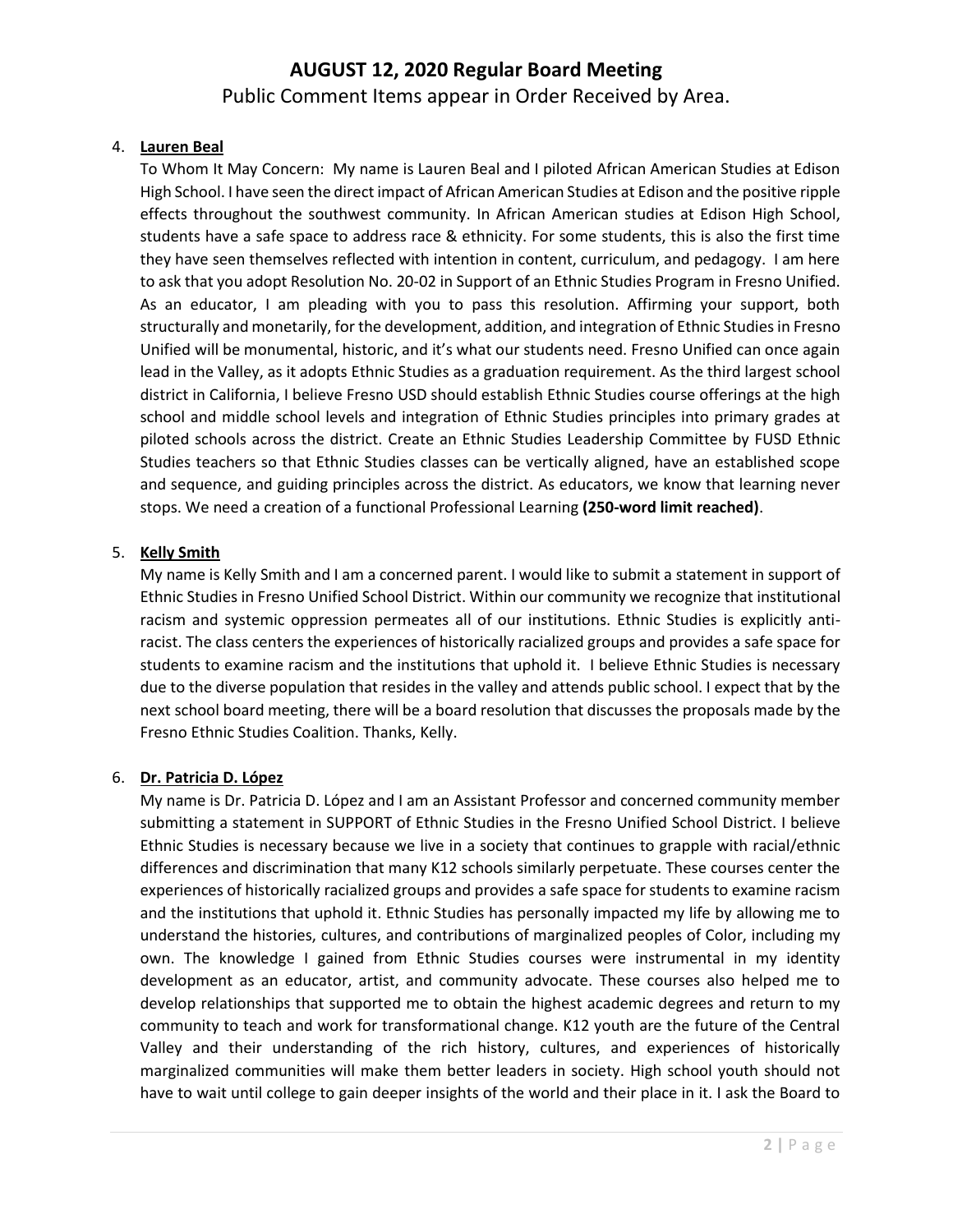# AUGUST 12, 2020 Regular Board Meeting

Public Comment Items appear in Order Received by Area.

4. **Lauren Beal**

   To Whom It May Concern: My name is Lauren Beal and I piloted African American Studies at Edison High School. I have seen the direct impact of African American Studies at Edison and the positive ripple effects throughout the southwest community. In African American studies at Edison High School, students have a safe space to address race & ethnicity. For some students, this is also the first time they have seen themselves reflected with intention in content, curriculum, and pedagogy. I am here to ask that you adopt Resolution No. 20-02 in Support of an Ethnic Studies Program in Fresno Unified. As an educator, I am pleading with you to pass this resolution. Affirming your support, both structurally and monetarily, for the development, addition, and integration of Ethnic Studies in Fresno Unified will be monumental, historic, and it's what our students need. Fresno Unified can once again lead in the Valley, as it adopts Ethnic Studies as a graduation requirement. As the third largest school district in California, I believe Fresno USD should establish Ethnic Studies course offerings at the high school and middle school levels and integration of Ethnic Studies principles into primary grades at piloted schools across the district. Create an Ethnic Studies Leadership Committee by FUSD Ethnic Studies teachers so that Ethnic Studies classes can be vertically aligned, have an established scope and sequence, and guiding principles across the district. As educators, we know that learning never stops. We need a creation of a functional Professional Learning **(250-word limit reached)**.

5. **Kelly Smith**

   My name is Kelly Smith and I am a concerned parent. I would like to submit a statement in support of Ethnic Studies in Fresno Unified School District. Within our community we recognize that institutional racism and systemic oppression permeates all of our institutions. Ethnic Studies is explicitly anti-racist. The class centers the experiences of historically racialized groups and provides a safe space for students to examine racism and the institutions that uphold it. I believe Ethnic Studies is necessary due to the diverse population that resides in the valley and attends public school. I expect that by the next school board meeting, there will be a board resolution that discusses the proposals made by the Fresno Ethnic Studies Coalition. Thanks, Kelly.

6. **Dr. Patricia D. López**

   My name is Dr. Patricia D. López and I am an Assistant Professor and concerned community member submitting a statement in SUPPORT of Ethnic Studies in the Fresno Unified School District. I believe Ethnic Studies is necessary because we live in a society that continues to grapple with racial/ethnic differences and discrimination that many K12 schools similarly perpetuate. These courses center the experiences of historically racialized groups and provides a safe space for students to examine racism and the institutions that uphold it. Ethnic Studies has personally impacted my life by allowing me to understand the histories, cultures, and contributions of marginalized peoples of Color, including my own. The knowledge I gained from Ethnic Studies courses were instrumental in my identity development as an educator, artist, and community advocate. These courses also helped me to develop relationships that supported me to obtain the highest academic degrees and return to my community to teach and work for transformational change. K12 youth are the future of the Central Valley and their understanding of the rich history, cultures, and experiences of historically marginalized communities will make them better leaders in society. High school youth should not have to wait until college to gain deeper insights of the world and their place in it. I ask the Board to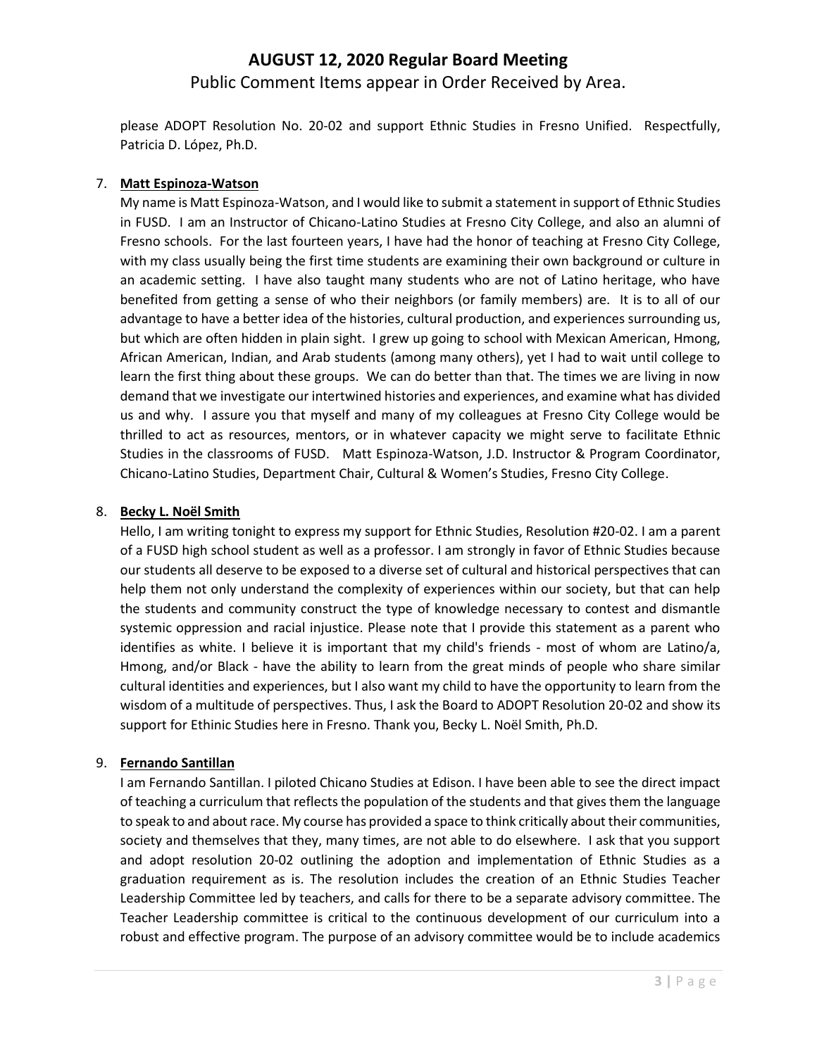please ADOPT Resolution No. 20-02 and support Ethnic Studies in Fresno Unified. Respectfully, Patricia D. López, Ph.D.

7. **Matt Espinoza-Watson**

   My name is Matt Espinoza-Watson, and I would like to submit a statement in support of Ethnic Studies in FUSD. I am an Instructor of Chicano-Latino Studies at Fresno City College, and also an alumni of Fresno schools. For the last fourteen years, I have had the honor of teaching at Fresno City College, with my class usually being the first time students are examining their own background or culture in an academic setting. I have also taught many students who are not of Latino heritage, who have benefited from getting a sense of who their neighbors (or family members) are. It is to all of our advantage to have a better idea of the histories, cultural production, and experiences surrounding us, but which are often hidden in plain sight. I grew up going to school with Mexican American, Hmong, African American, Indian, and Arab students (among many others), yet I had to wait until college to learn the first thing about these groups. We can do better than that. The times we are living in now demand that we investigate our intertwined histories and experiences, and examine what has divided us and why. I assure you that myself and many of my colleagues at Fresno City College would be thrilled to act as resources, mentors, or in whatever capacity we might serve to facilitate Ethnic Studies in the classrooms of FUSD. Matt Espinoza-Watson, J.D. Instructor & Program Coordinator, Chicano-Latino Studies, Department Chair, Cultural & Women's Studies, Fresno City College.

8. **Becky L. Noël Smith**

   Hello, I am writing tonight to express my support for Ethnic Studies, Resolution #20-02. I am a parent of a FUSD high school student as well as a professor. I am strongly in favor of Ethnic Studies because our students all deserve to be exposed to a diverse set of cultural and historical perspectives that can help them not only understand the complexity of experiences within our society, but that can help the students and community construct the type of knowledge necessary to contest and dismantle systemic oppression and racial injustice. Please note that I provide this statement as a parent who identifies as white. I believe it is important that my child's friends - most of whom are Latino/a, Hmong, and/or Black - have the ability to learn from the great minds of people who share similar cultural identities and experiences, but I also want my child to have the opportunity to learn from the wisdom of a multitude of perspectives. Thus, I ask the Board to ADOPT Resolution 20-02 and show its support for Ethinic Studies here in Fresno. Thank you, Becky L. Noël Smith, Ph.D.

9. **Fernando Santillan**

   I am Fernando Santillan. I piloted Chicano Studies at Edison. I have been able to see the direct impact of teaching a curriculum that reflects the population of the students and that gives them the language to speak to and about race. My course has provided a space to think critically about their communities, society and themselves that they, many times, are not able to do elsewhere. I ask that you support and adopt resolution 20-02 outlining the adoption and implementation of Ethnic Studies as a graduation requirement as is. The resolution includes the creation of an Ethnic Studies Teacher Leadership Committee led by teachers, and calls for there to be a separate advisory committee. The Teacher Leadership committee is critical to the continuous development of our curriculum into a robust and effective program. The purpose of an advisory committee would be to include academics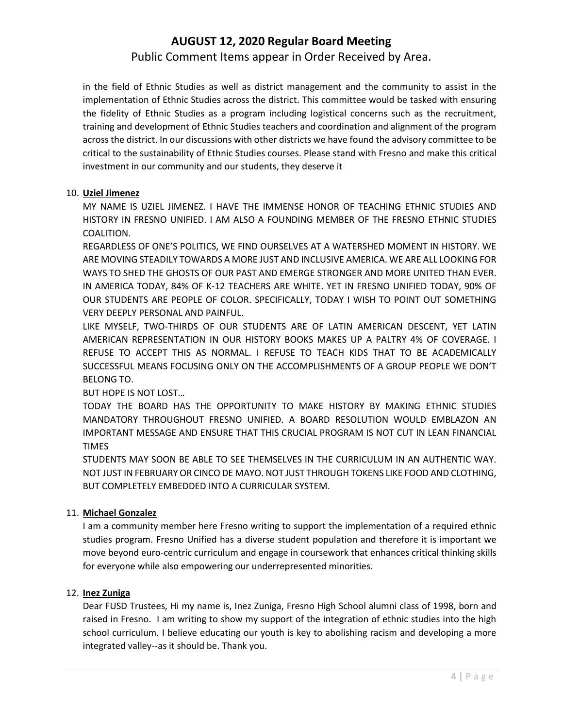in the field of Ethnic Studies as well as district management and the community to assist in the implementation of Ethnic Studies across the district. This committee would be tasked with ensuring the fidelity of Ethnic Studies as a program including logistical concerns such as the recruitment, training and development of Ethnic Studies teachers and coordination and alignment of the program across the district. In our discussions with other districts we have found the advisory committee to be critical to the sustainability of Ethnic Studies courses. Please stand with Fresno and make this critical investment in our community and our students, they deserve it

10. **Uziel Jimenez**

    MY NAME IS UZIEL JIMENEZ. I HAVE THE IMMENSE HONOR OF TEACHING ETHNIC STUDIES AND HISTORY IN FRESNO UNIFIED. I AM ALSO A FOUNDING MEMBER OF THE FRESNO ETHNIC STUDIES COALITION.

    REGARDLESS OF ONE'S POLITICS, WE FIND OURSELVES AT A WATERSHED MOMENT IN HISTORY. WE ARE MOVING STEADILY TOWARDS A MORE JUST AND INCLUSIVE AMERICA. WE ARE ALL LOOKING FOR WAYS TO SHED THE GHOSTS OF OUR PAST AND EMERGE STRONGER AND MORE UNITED THAN EVER. IN AMERICA TODAY, 84% OF K-12 TEACHERS ARE WHITE. YET IN FRESNO UNIFIED TODAY, 90% OF OUR STUDENTS ARE PEOPLE OF COLOR. SPECIFICALLY, TODAY I WISH TO POINT OUT SOMETHING VERY DEEPLY PERSONAL AND PAINFUL.

    LIKE MYSELF, TWO-THIRDS OF OUR STUDENTS ARE OF LATIN AMERICAN DESCENT, YET LATIN AMERICAN REPRESENTATION IN OUR HISTORY BOOKS MAKES UP A PALTRY 4% OF COVERAGE. I REFUSE TO ACCEPT THIS AS NORMAL. I REFUSE TO TEACH KIDS THAT TO BE ACADEMICALLY SUCCESSFUL MEANS FOCUSING ONLY ON THE ACCOMPLISHMENTS OF A GROUP PEOPLE WE DON'T BELONG TO.

    BUT HOPE IS NOT LOST…

    TODAY THE BOARD HAS THE OPPORTUNITY TO MAKE HISTORY BY MAKING ETHNIC STUDIES MANDATORY THROUGHOUT FRESNO UNIFIED. A BOARD RESOLUTION WOULD EMBLAZON AN IMPORTANT MESSAGE AND ENSURE THAT THIS CRUCIAL PROGRAM IS NOT CUT IN LEAN FINANCIAL TIMES

    STUDENTS MAY SOON BE ABLE TO SEE THEMSELVES IN THE CURRICULUM IN AN AUTHENTIC WAY. NOT JUST IN FEBRUARY OR CINCO DE MAYO. NOT JUST THROUGH TOKENS LIKE FOOD AND CLOTHING, BUT COMPLETELY EMBEDDED INTO A CURRICULAR SYSTEM.

11. **Michael Gonzalez**

    I am a community member here Fresno writing to support the implementation of a required ethnic studies program. Fresno Unified has a diverse student population and therefore it is important we move beyond euro-centric curriculum and engage in coursework that enhances critical thinking skills for everyone while also empowering our underrepresented minorities.

12. **Inez Zuniga**

    Dear FUSD Trustees, Hi my name is, Inez Zuniga, Fresno High School alumni class of 1998, born and raised in Fresno. I am writing to show my support of the integration of ethnic studies into the high school curriculum. I believe educating our youth is key to abolishing racism and developing a more integrated valley--as it should be. Thank you.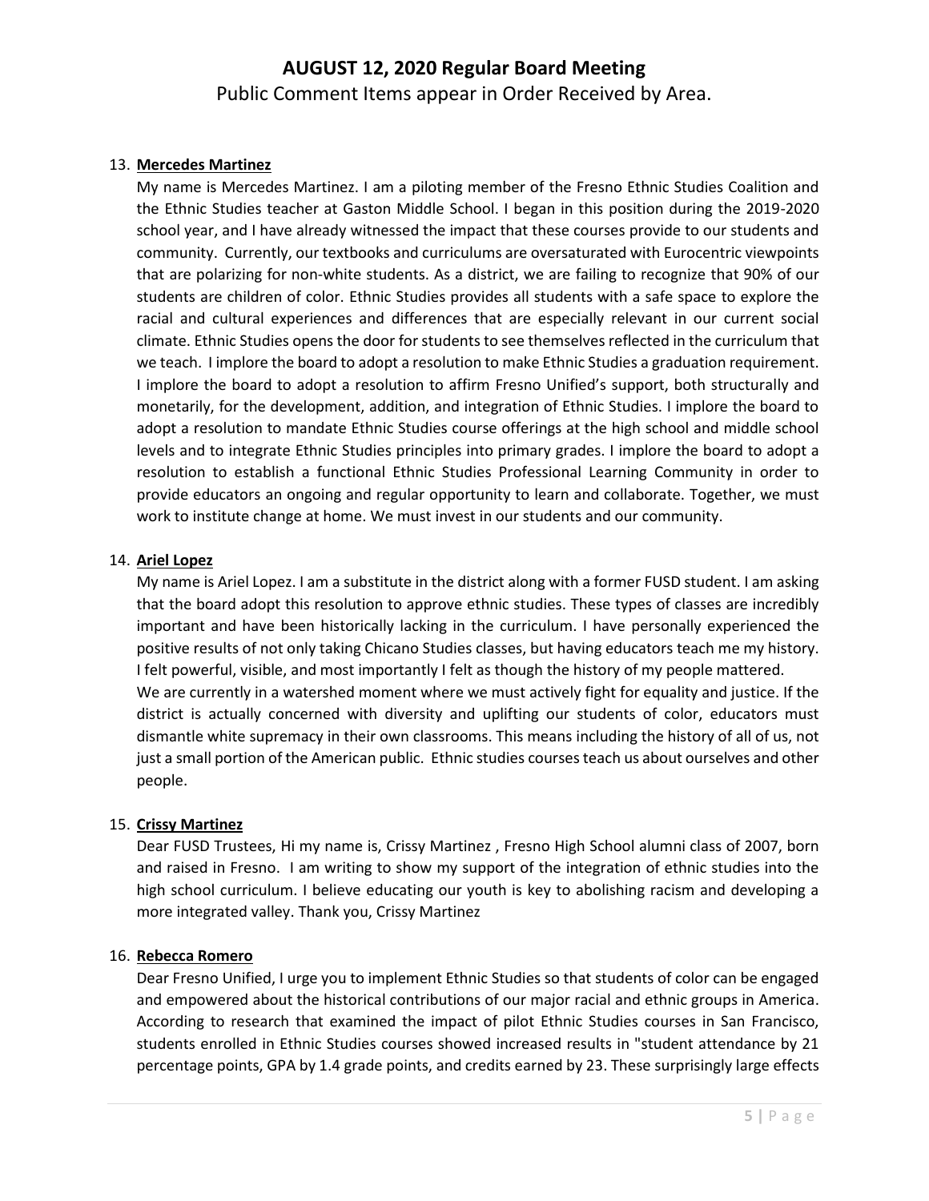# AUGUST 12, 2020 Regular Board Meeting

Public Comment Items appear in Order Received by Area.

13. **Mercedes Martinez**

    My name is Mercedes Martinez. I am a piloting member of the Fresno Ethnic Studies Coalition and the Ethnic Studies teacher at Gaston Middle School. I began in this position during the 2019-2020 school year, and I have already witnessed the impact that these courses provide to our students and community. Currently, our textbooks and curriculums are oversaturated with Eurocentric viewpoints that are polarizing for non-white students. As a district, we are failing to recognize that 90% of our students are children of color. Ethnic Studies provides all students with a safe space to explore the racial and cultural experiences and differences that are especially relevant in our current social climate. Ethnic Studies opens the door for students to see themselves reflected in the curriculum that we teach. I implore the board to adopt a resolution to make Ethnic Studies a graduation requirement. I implore the board to adopt a resolution to affirm Fresno Unified's support, both structurally and monetarily, for the development, addition, and integration of Ethnic Studies. I implore the board to adopt a resolution to mandate Ethnic Studies course offerings at the high school and middle school levels and to integrate Ethnic Studies principles into primary grades. I implore the board to adopt a resolution to establish a functional Ethnic Studies Professional Learning Community in order to provide educators an ongoing and regular opportunity to learn and collaborate. Together, we must work to institute change at home. We must invest in our students and our community.

14. **Ariel Lopez**

    My name is Ariel Lopez. I am a substitute in the district along with a former FUSD student. I am asking that the board adopt this resolution to approve ethnic studies. These types of classes are incredibly important and have been historically lacking in the curriculum. I have personally experienced the positive results of not only taking Chicano Studies classes, but having educators teach me my history. I felt powerful, visible, and most importantly I felt as though the history of my people mattered.

    We are currently in a watershed moment where we must actively fight for equality and justice. If the district is actually concerned with diversity and uplifting our students of color, educators must dismantle white supremacy in their own classrooms. This means including the history of all of us, not just a small portion of the American public. Ethnic studies courses teach us about ourselves and other people.

15. **Crissy Martinez**

    Dear FUSD Trustees, Hi my name is, Crissy Martinez , Fresno High School alumni class of 2007, born and raised in Fresno. I am writing to show my support of the integration of ethnic studies into the high school curriculum. I believe educating our youth is key to abolishing racism and developing a more integrated valley. Thank you, Crissy Martinez

16. **Rebecca Romero**

    Dear Fresno Unified, I urge you to implement Ethnic Studies so that students of color can be engaged and empowered about the historical contributions of our major racial and ethnic groups in America. According to research that examined the impact of pilot Ethnic Studies courses in San Francisco, students enrolled in Ethnic Studies courses showed increased results in "student attendance by 21 percentage points, GPA by 1.4 grade points, and credits earned by 23. These surprisingly large effects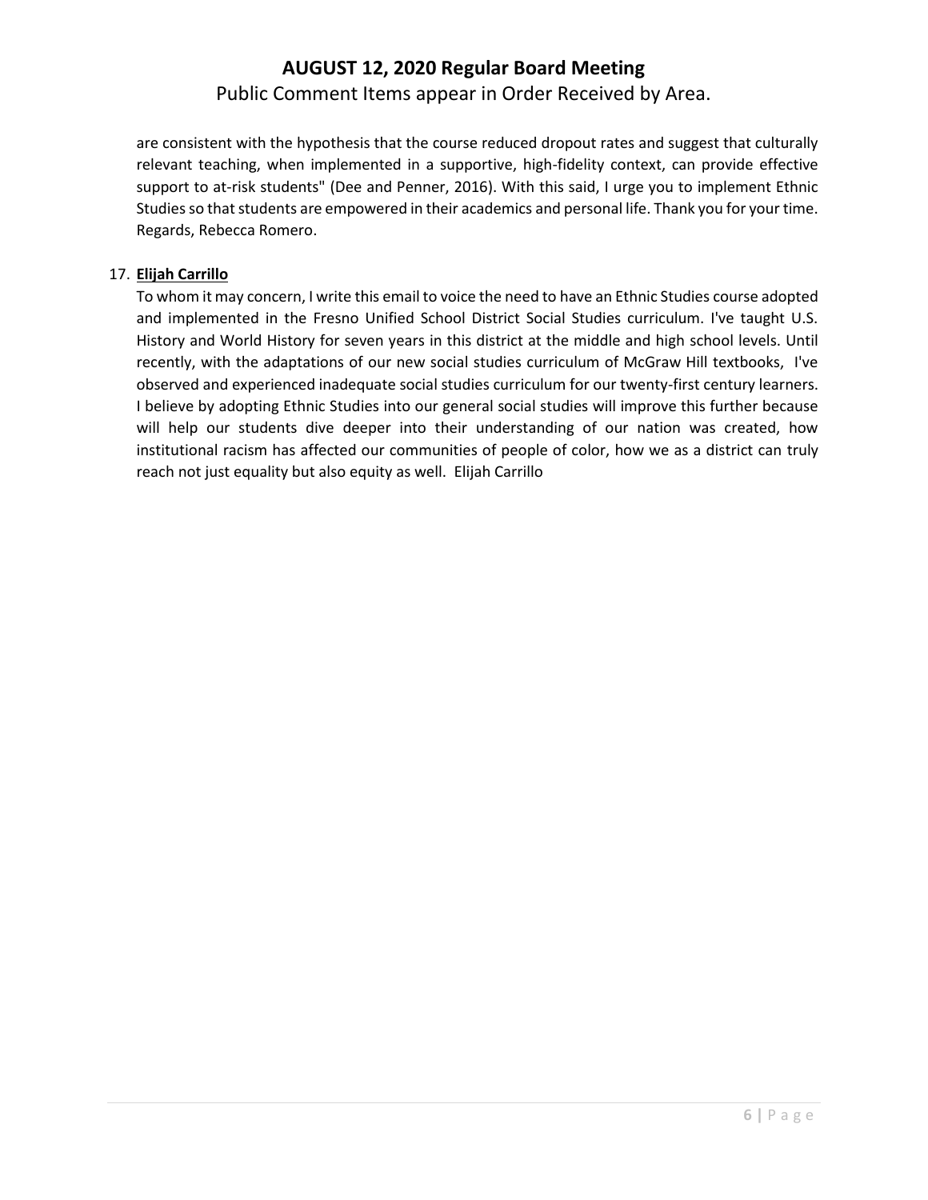are consistent with the hypothesis that the course reduced dropout rates and suggest that culturally relevant teaching, when implemented in a supportive, high-fidelity context, can provide effective support to at-risk students" (Dee and Penner, 2016). With this said, I urge you to implement Ethnic Studies so that students are empowered in their academics and personal life. Thank you for your time. Regards, Rebecca Romero.

17. **Elijah Carrillo**

    To whom it may concern, I write this email to voice the need to have an Ethnic Studies course adopted and implemented in the Fresno Unified School District Social Studies curriculum. I've taught U.S. History and World History for seven years in this district at the middle and high school levels. Until recently, with the adaptations of our new social studies curriculum of McGraw Hill textbooks, I've observed and experienced inadequate social studies curriculum for our twenty-first century learners. I believe by adopting Ethnic Studies into our general social studies will improve this further because will help our students dive deeper into their understanding of our nation was created, how institutional racism has affected our communities of people of color, how we as a district can truly reach not just equality but also equity as well. Elijah Carrillo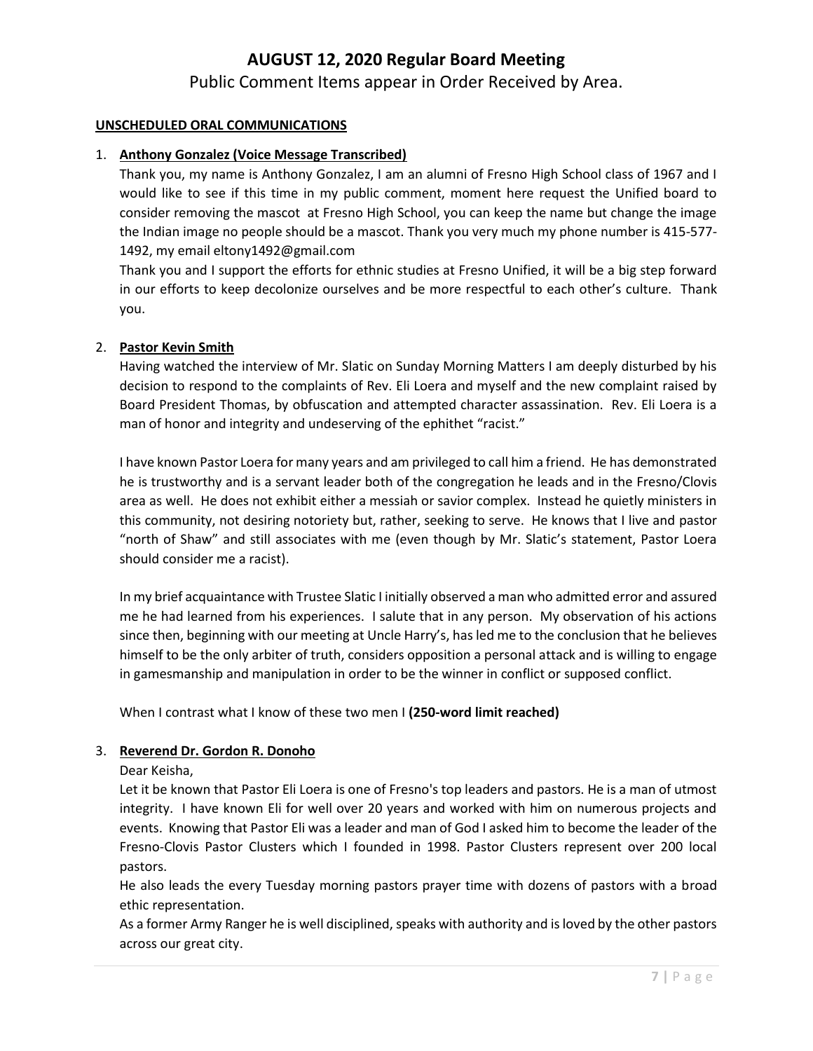# AUGUST 12, 2020 Regular Board Meeting

Public Comment Items appear in Order Received by Area.

**UNSCHEDULED ORAL COMMUNICATIONS**

1. **Anthony Gonzalez (Voice Message Transcribed)**

   Thank you, my name is Anthony Gonzalez, I am an alumni of Fresno High School class of 1967 and I would like to see if this time in my public comment, moment here request the Unified board to consider removing the mascot at Fresno High School, you can keep the name but change the image the Indian image no people should be a mascot. Thank you very much my phone number is 415-577-1492, my email eltony1492@gmail.com

   Thank you and I support the efforts for ethnic studies at Fresno Unified, it will be a big step forward in our efforts to keep decolonize ourselves and be more respectful to each other's culture. Thank you.

2. **Pastor Kevin Smith**

   Having watched the interview of Mr. Slatic on Sunday Morning Matters I am deeply disturbed by his decision to respond to the complaints of Rev. Eli Loera and myself and the new complaint raised by Board President Thomas, by obfuscation and attempted character assassination. Rev. Eli Loera is a man of honor and integrity and undeserving of the ephithet "racist."

   I have known Pastor Loera for many years and am privileged to call him a friend. He has demonstrated he is trustworthy and is a servant leader both of the congregation he leads and in the Fresno/Clovis area as well. He does not exhibit either a messiah or savior complex. Instead he quietly ministers in this community, not desiring notoriety but, rather, seeking to serve. He knows that I live and pastor "north of Shaw" and still associates with me (even though by Mr. Slatic's statement, Pastor Loera should consider me a racist).

   In my brief acquaintance with Trustee Slatic I initially observed a man who admitted error and assured me he had learned from his experiences. I salute that in any person. My observation of his actions since then, beginning with our meeting at Uncle Harry's, has led me to the conclusion that he believes himself to be the only arbiter of truth, considers opposition a personal attack and is willing to engage in gamesmanship and manipulation in order to be the winner in conflict or supposed conflict.

   When I contrast what I know of these two men I **(250-word limit reached)**

3. **Reverend Dr. Gordon R. Donoho**

   Dear Keisha,

   Let it be known that Pastor Eli Loera is one of Fresno's top leaders and pastors. He is a man of utmost integrity. I have known Eli for well over 20 years and worked with him on numerous projects and events. Knowing that Pastor Eli was a leader and man of God I asked him to become the leader of the Fresno-Clovis Pastor Clusters which I founded in 1998. Pastor Clusters represent over 200 local pastors.

   He also leads the every Tuesday morning pastors prayer time with dozens of pastors with a broad ethic representation.

   As a former Army Ranger he is well disciplined, speaks with authority and is loved by the other pastors across our great city.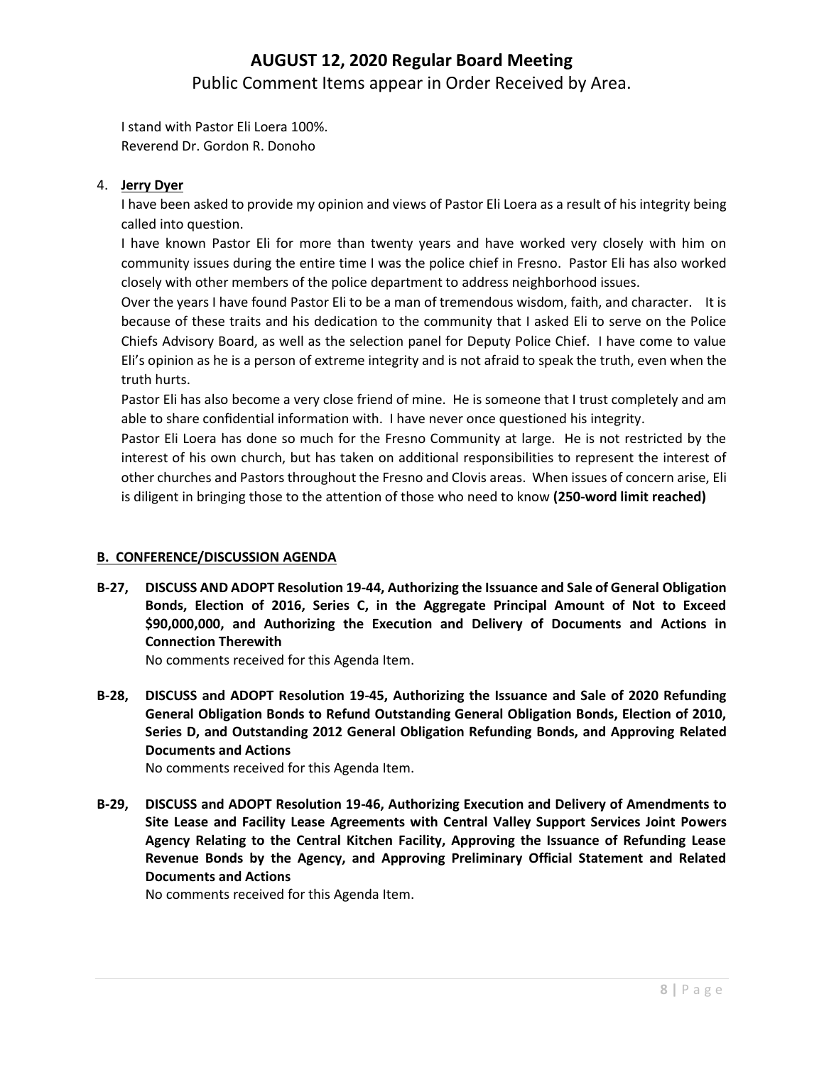I stand with Pastor Eli Loera 100%.
Reverend Dr. Gordon R. Donoho

4. **Jerry Dyer**

   I have been asked to provide my opinion and views of Pastor Eli Loera as a result of his integrity being called into question.

   I have known Pastor Eli for more than twenty years and have worked very closely with him on community issues during the entire time I was the police chief in Fresno. Pastor Eli has also worked closely with other members of the police department to address neighborhood issues.

   Over the years I have found Pastor Eli to be a man of tremendous wisdom, faith, and character. It is because of these traits and his dedication to the community that I asked Eli to serve on the Police Chiefs Advisory Board, as well as the selection panel for Deputy Police Chief. I have come to value Eli's opinion as he is a person of extreme integrity and is not afraid to speak the truth, even when the truth hurts.

   Pastor Eli has also become a very close friend of mine. He is someone that I trust completely and am able to share confidential information with. I have never once questioned his integrity.

   Pastor Eli Loera has done so much for the Fresno Community at large. He is not restricted by the interest of his own church, but has taken on additional responsibilities to represent the interest of other churches and Pastors throughout the Fresno and Clovis areas. When issues of concern arise, Eli is diligent in bringing those to the attention of those who need to know **(250-word limit reached)**

## B. CONFERENCE/DISCUSSION AGENDA

**B-27, DISCUSS AND ADOPT Resolution 19-44, Authorizing the Issuance and Sale of General Obligation Bonds, Election of 2016, Series C, in the Aggregate Principal Amount of Not to Exceed $90,000,000, and Authorizing the Execution and Delivery of Documents and Actions in Connection Therewith**

No comments received for this Agenda Item.

**B-28, DISCUSS and ADOPT Resolution 19-45, Authorizing the Issuance and Sale of 2020 Refunding General Obligation Bonds to Refund Outstanding General Obligation Bonds, Election of 2010, Series D, and Outstanding 2012 General Obligation Refunding Bonds, and Approving Related Documents and Actions**

No comments received for this Agenda Item.

**B-29, DISCUSS and ADOPT Resolution 19-46, Authorizing Execution and Delivery of Amendments to Site Lease and Facility Lease Agreements with Central Valley Support Services Joint Powers Agency Relating to the Central Kitchen Facility, Approving the Issuance of Refunding Lease Revenue Bonds by the Agency, and Approving Preliminary Official Statement and Related Documents and Actions**

No comments received for this Agenda Item.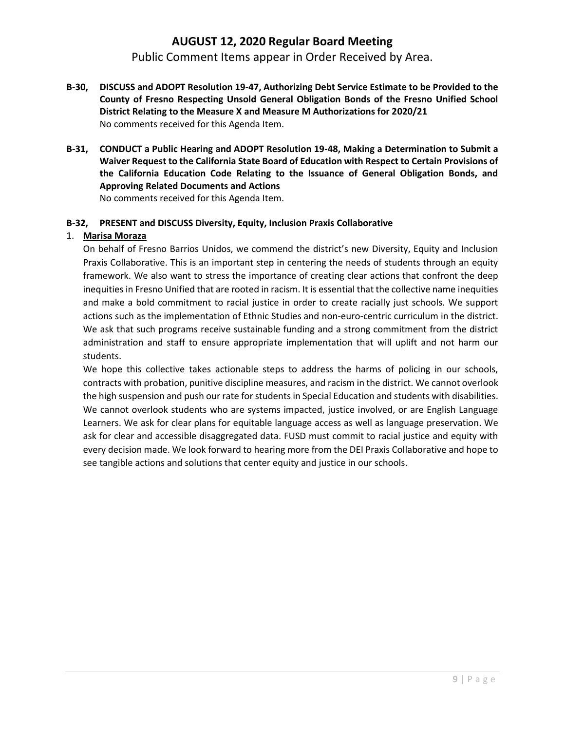# AUGUST 12, 2020 Regular Board Meeting

Public Comment Items appear in Order Received by Area.

**B-30, DISCUSS and ADOPT Resolution 19-47, Authorizing Debt Service Estimate to be Provided to the County of Fresno Respecting Unsold General Obligation Bonds of the Fresno Unified School District Relating to the Measure X and Measure M Authorizations for 2020/21**

No comments received for this Agenda Item.

**B-31, CONDUCT a Public Hearing and ADOPT Resolution 19-48, Making a Determination to Submit a Waiver Request to the California State Board of Education with Respect to Certain Provisions of the California Education Code Relating to the Issuance of General Obligation Bonds, and Approving Related Documents and Actions**

No comments received for this Agenda Item.

**B-32, PRESENT and DISCUSS Diversity, Equity, Inclusion Praxis Collaborative**

1. **Marisa Moraza**

   On behalf of Fresno Barrios Unidos, we commend the district's new Diversity, Equity and Inclusion Praxis Collaborative. This is an important step in centering the needs of students through an equity framework. We also want to stress the importance of creating clear actions that confront the deep inequities in Fresno Unified that are rooted in racism. It is essential that the collective name inequities and make a bold commitment to racial justice in order to create racially just schools. We support actions such as the implementation of Ethnic Studies and non-euro-centric curriculum in the district. We ask that such programs receive sustainable funding and a strong commitment from the district administration and staff to ensure appropriate implementation that will uplift and not harm our students.

   We hope this collective takes actionable steps to address the harms of policing in our schools, contracts with probation, punitive discipline measures, and racism in the district. We cannot overlook the high suspension and push our rate for students in Special Education and students with disabilities. We cannot overlook students who are systems impacted, justice involved, or are English Language Learners. We ask for clear plans for equitable language access as well as language preservation. We ask for clear and accessible disaggregated data. FUSD must commit to racial justice and equity with every decision made. We look forward to hearing more from the DEI Praxis Collaborative and hope to see tangible actions and solutions that center equity and justice in our schools.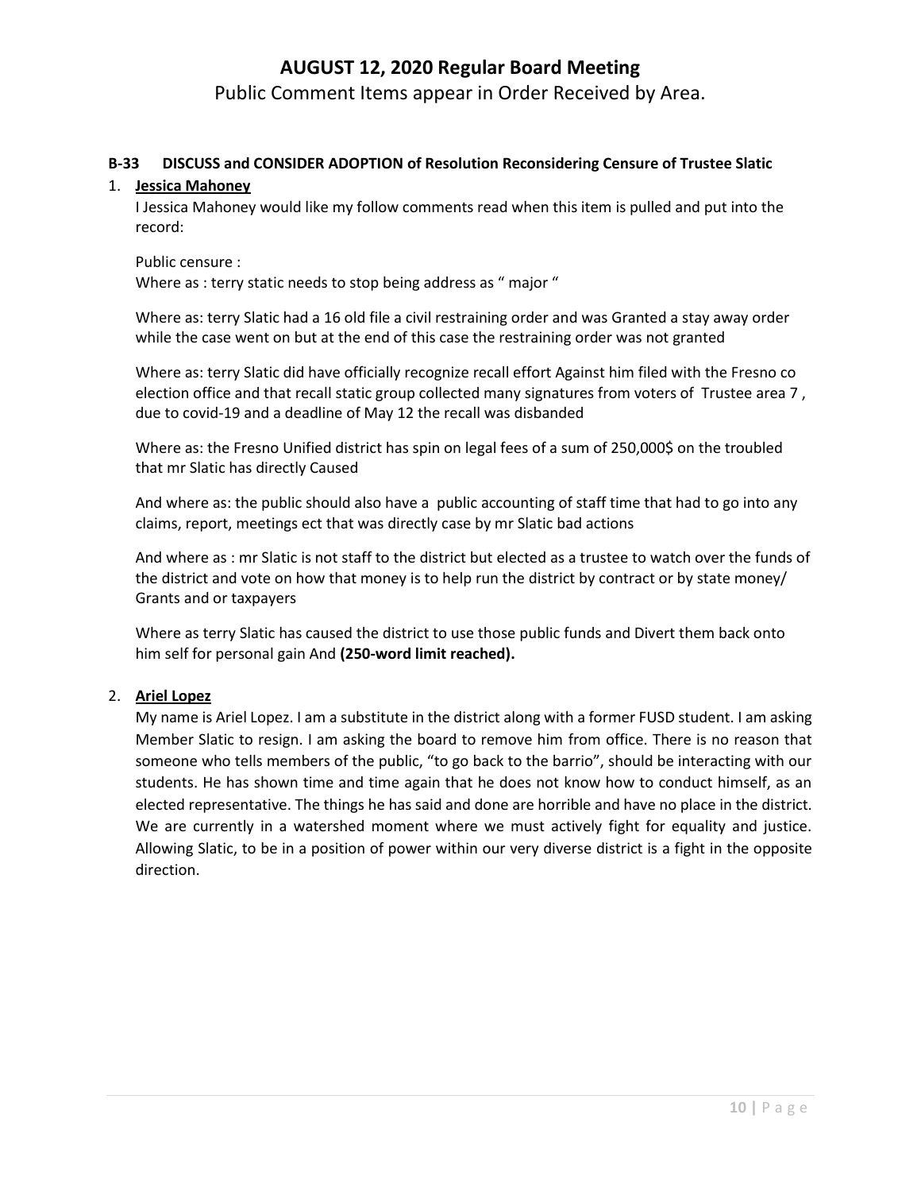# AUGUST 12, 2020 Regular Board Meeting

Public Comment Items appear in Order Received by Area.

**B-33 DISCUSS and CONSIDER ADOPTION of Resolution Reconsidering Censure of Trustee Slatic**

1. **Jessica Mahoney**

   I Jessica Mahoney would like my follow comments read when this item is pulled and put into the record:

   Public censure :
   Where as : terry static needs to stop being address as " major "

   Where as: terry Slatic had a 16 old file a civil restraining order and was Granted a stay away order while the case went on but at the end of this case the restraining order was not granted

   Where as: terry Slatic did have officially recognize recall effort Against him filed with the Fresno co election office and that recall static group collected many signatures from voters of Trustee area 7 , due to covid-19 and a deadline of May 12 the recall was disbanded

   Where as: the Fresno Unified district has spin on legal fees of a sum of 250,000$ on the troubled that mr Slatic has directly Caused

   And where as: the public should also have a public accounting of staff time that had to go into any claims, report, meetings ect that was directly case by mr Slatic bad actions

   And where as : mr Slatic is not staff to the district but elected as a trustee to watch over the funds of the district and vote on how that money is to help run the district by contract or by state money/ Grants and or taxpayers

   Where as terry Slatic has caused the district to use those public funds and Divert them back onto him self for personal gain And **(250-word limit reached).**

2. **Ariel Lopez**

   My name is Ariel Lopez. I am a substitute in the district along with a former FUSD student. I am asking Member Slatic to resign. I am asking the board to remove him from office. There is no reason that someone who tells members of the public, "to go back to the barrio", should be interacting with our students. He has shown time and time again that he does not know how to conduct himself, as an elected representative. The things he has said and done are horrible and have no place in the district. We are currently in a watershed moment where we must actively fight for equality and justice. Allowing Slatic, to be in a position of power within our very diverse district is a fight in the opposite direction.